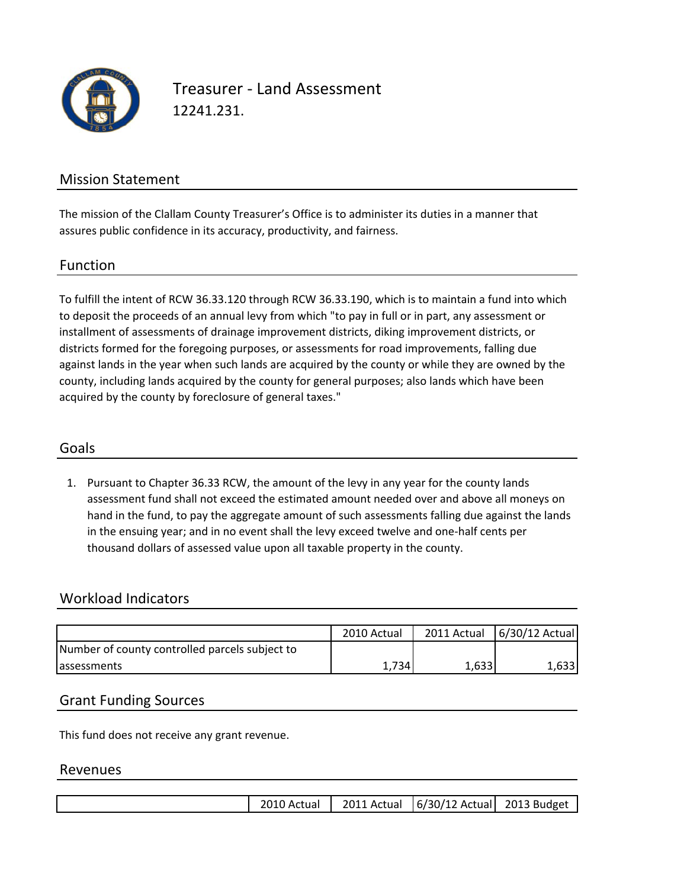# Treasurer - Land Assessment

12241.231.

## Mission Statement

The mission of the Clallam County Treasurer's Office is to administer its duties in a manner that assures public confidence in its accuracy, productivity, and fairness.

## Function

To fulfill the intent of RCW 36.33.120 through RCW 36.33.190, which is to maintain a fund into which to deposit the proceeds of an annual levy from which "to pay in full or in part, any assessment or installment of assessments of drainage improvement districts, diking improvement districts, or districts formed for the foregoing purposes, or assessments for road improvements, falling due against lands in the year when such lands are acquired by the county or while they are owned by the county, including lands acquired by the county for general purposes; also lands which have been acquired by the county by foreclosure of general taxes."

## Goals

1. Pursuant to Chapter 36.33 RCW, the amount of the levy in any year for the county lands assessment fund shall not exceed the estimated amount needed over and above all moneys on hand in the fund, to pay the aggregate amount of such assessments falling due against the lands in the ensuing year; and in no event shall the levy exceed twelve and one-half cents per thousand dollars of assessed value upon all taxable property in the county.

## Workload Indicators

| | 2010 Actual | 2011 Actual | 6/30/12 Actual |
|---|---|---|---|
| Number of county controlled parcels subject to assessments | 1,734 | 1,633 | 1,633 |

## Grant Funding Sources

This fund does not receive any grant revenue.

## Revenues

| | 2010 Actual | 2011 Actual | 6/30/12 Actual | 2013 Budget |
|---|---|---|---|---|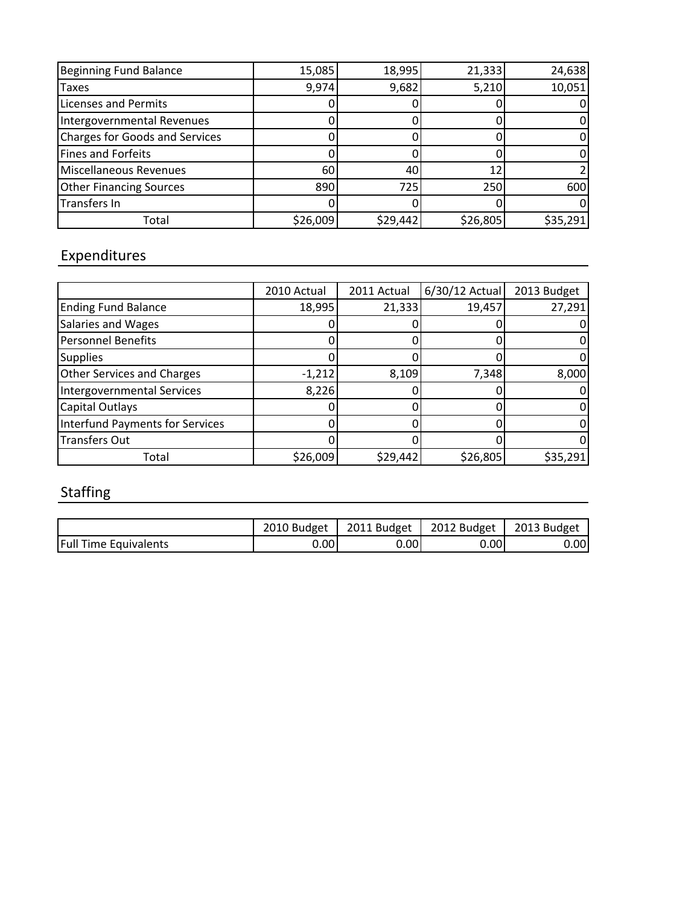| | | | | |
|---|---|---|---|---|
| Beginning Fund Balance | 15,085 | 18,995 | 21,333 | 24,638 |
| Taxes | 9,974 | 9,682 | 5,210 | 10,051 |
| Licenses and Permits | 0 | 0 | 0 | 0 |
| Intergovernmental Revenues | 0 | 0 | 0 | 0 |
| Charges for Goods and Services | 0 | 0 | 0 | 0 |
| Fines and Forfeits | 0 | 0 | 0 | 0 |
| Miscellaneous Revenues | 60 | 40 | 12 | 2 |
| Other Financing Sources | 890 | 725 | 250 | 600 |
| Transfers In | 0 | 0 | 0 | 0 |
| Total | $26,009 | $29,442 | $26,805 | $35,291 |

## Expenditures

| | 2010 Actual | 2011 Actual | 6/30/12 Actual | 2013 Budget |
|---|---|---|---|---|
| Ending Fund Balance | 18,995 | 21,333 | 19,457 | 27,291 |
| Salaries and Wages | 0 | 0 | 0 | 0 |
| Personnel Benefits | 0 | 0 | 0 | 0 |
| Supplies | 0 | 0 | 0 | 0 |
| Other Services and Charges | -1,212 | 8,109 | 7,348 | 8,000 |
| Intergovernmental Services | 8,226 | 0 | 0 | 0 |
| Capital Outlays | 0 | 0 | 0 | 0 |
| Interfund Payments for Services | 0 | 0 | 0 | 0 |
| Transfers Out | 0 | 0 | 0 | 0 |
| Total | $26,009 | $29,442 | $26,805 | $35,291 |

## Staffing

| | 2010 Budget | 2011 Budget | 2012 Budget | 2013 Budget |
|---|---|---|---|---|
| Full Time Equivalents | 0.00 | 0.00 | 0.00 | 0.00 |